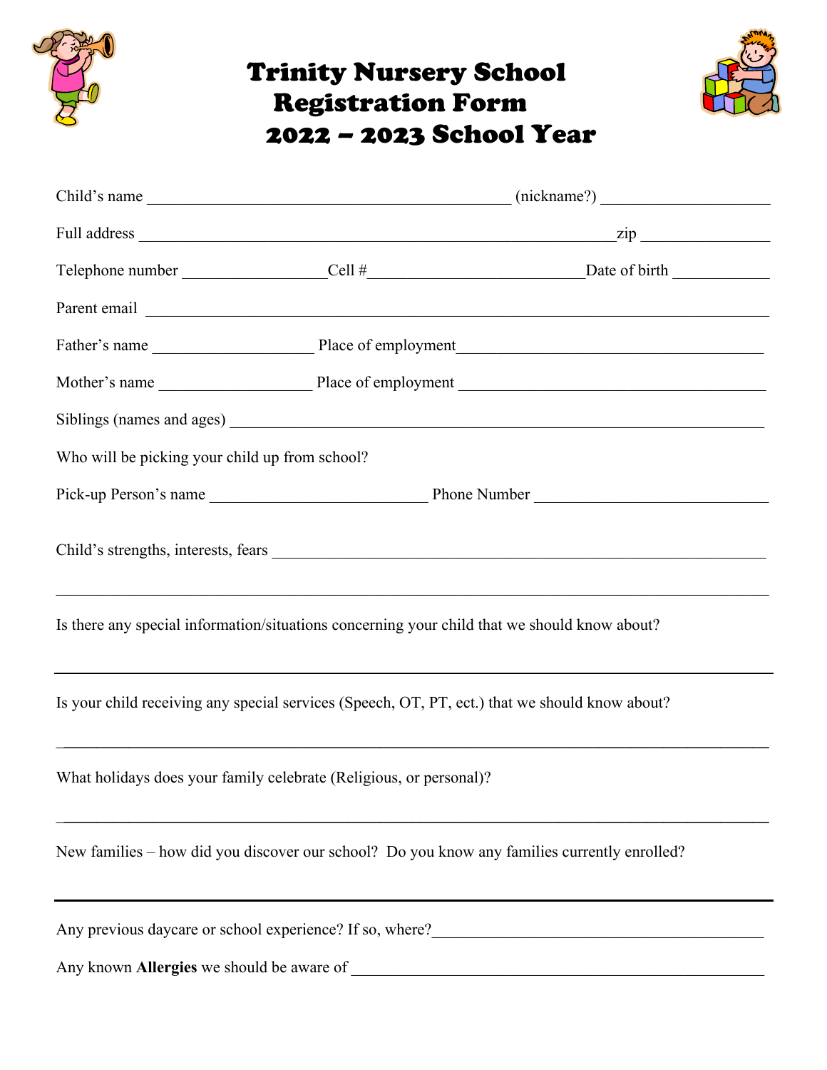# Trinity Nursery School Registration Form 2022 – 2023 School Year

Child's name _____________________________________________ (nickname?) ____________________

Full address ___________________________________________________________zip _______________

Telephone number _________________Cell #__________________________Date of birth ____________

Parent email ________________________________________________________________________

Father's name ____________________ Place of employment_____________________________________

Mother's name ___________________ Place of employment _____________________________________

Siblings (names and ages) __________________________________________________________________

Who will be picking your child up from school?

Pick-up Person's name ___________________________ Phone Number _____________________________

Child's strengths, interests, fears ____________________________________________________________

______________________________________________________________________________________

Is there any special information/situations concerning your child that we should know about?

______________________________________________________________________________________

Is your child receiving any special services (Speech, OT, PT, ect.) that we should know about?

______________________________________________________________________________________

What holidays does your family celebrate (Religious, or personal)?

______________________________________________________________________________________

New families – how did you discover our school? Do you know any families currently enrolled?

______________________________________________________________________________________

Any previous daycare or school experience? If so, where?__________________________________________

Any known **Allergies** we should be aware of _____________________________________________________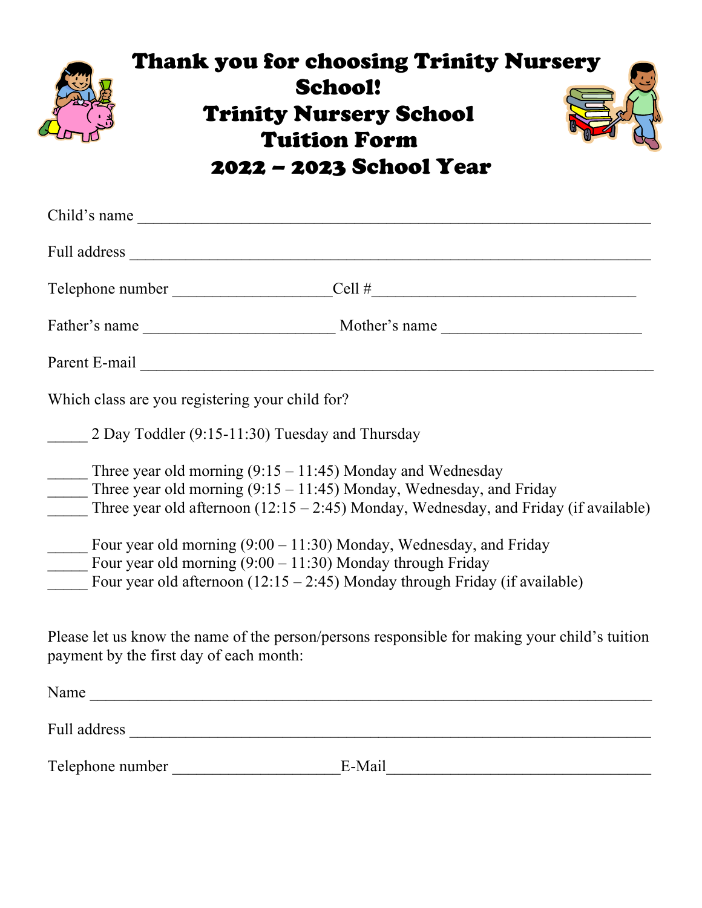# Thank you for choosing Trinity Nursery School!

# Trinity Nursery School
# Tuition Form
# 2022 – 2023 School Year

Child's name ___________________________________________________________

Full address ____________________________________________________________

Telephone number ____________________Cell #__________________________________

Father's name ________________________ Mother's name _________________________

Parent E-mail __________________________________________________________

Which class are you registering your child for?

_____ 2 Day Toddler (9:15-11:30) Tuesday and Thursday

_____ Three year old morning (9:15 – 11:45) Monday and Wednesday
_____ Three year old morning (9:15 – 11:45) Monday, Wednesday, and Friday
_____ Three year old afternoon (12:15 – 2:45) Monday, Wednesday, and Friday (if available)

_____ Four year old morning (9:00 – 11:30) Monday, Wednesday, and Friday
_____ Four year old morning (9:00 – 11:30) Monday through Friday
_____ Four year old afternoon (12:15 – 2:45) Monday through Friday (if available)

Please let us know the name of the person/persons responsible for making your child's tuition payment by the first day of each month:

Name _________________________________________________________________

Full address ____________________________________________________________

Telephone number _____________________E-Mail_________________________________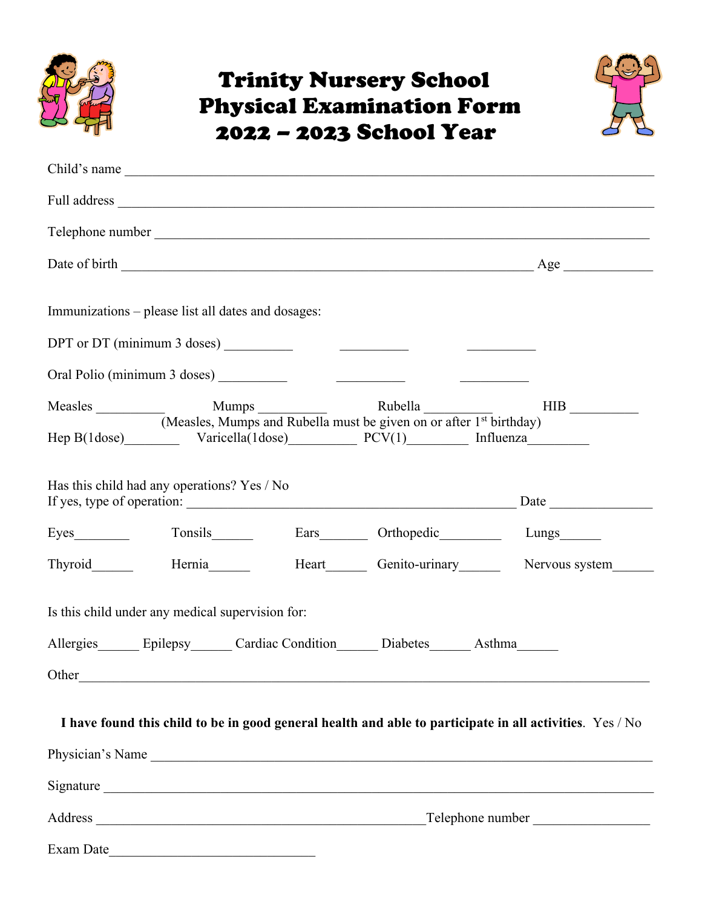# Trinity Nursery School
# Physical Examination Form
# 2022 – 2023 School Year

Child's name ___________________________________________________________________________

Full address ___________________________________________________________________________

Telephone number _______________________________________________________________________

Date of birth ____________________________________________________________ Age _____________

Immunizations – please list all dates and dosages:

DPT or DT (minimum 3 doses) __________ __________ __________

Oral Polio (minimum 3 doses) __________ __________ __________

Measles __________ Mumps __________ Rubella __________ HIB __________

(Measles, Mumps and Rubella must be given on or after 1st birthday)

Hep B(1dose)________ Varicella(1dose)__________ PCV(1)_________ Influenza_________

Has this child had any operations? Yes / No

If yes, type of operation: _________________________________________________ Date _______________

Eyes________ Tonsils______ Ears_______ Orthopedic_________ Lungs______

Thyroid______ Hernia______ Heart______ Genito-urinary______ Nervous system______

Is this child under any medical supervision for:

Allergies______ Epilepsy______ Cardiac Condition______ Diabetes______ Asthma______

Other___________________________________________________________________________________

**I have found this child to be in good general health and able to participate in all activities**. Yes / No

Physician's Name ________________________________________________________________________

Signature _______________________________________________________________________________

Address _________________________________________________ Telephone number _________________

Exam Date_______________________________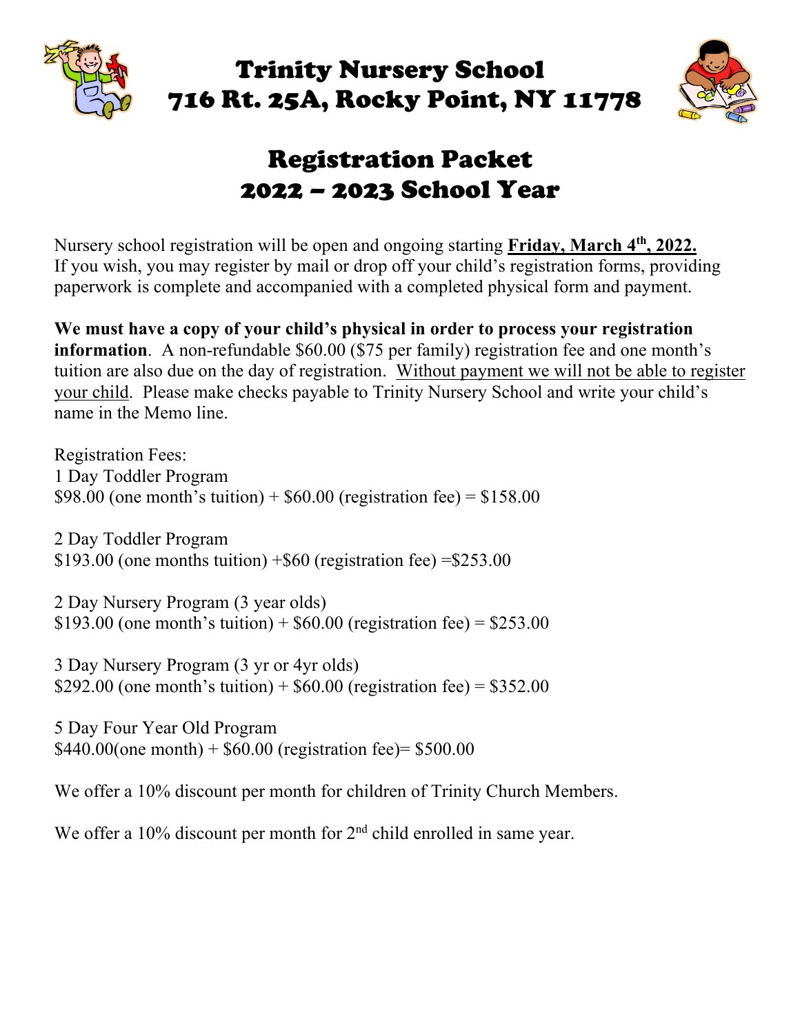# Trinity Nursery School
# 716 Rt. 25A, Rocky Point, NY 11778

## Registration Packet
## 2022 – 2023 School Year

Nursery school registration will be open and ongoing starting **Friday, March 4th, 2022.** If you wish, you may register by mail or drop off your child's registration forms, providing paperwork is complete and accompanied with a completed physical form and payment.

**We must have a copy of your child's physical in order to process your registration information**. A non-refundable $60.00 ($75 per family) registration fee and one month's tuition are also due on the day of registration. Without payment we will not be able to register your child. Please make checks payable to Trinity Nursery School and write your child's name in the Memo line.

Registration Fees:
1 Day Toddler Program
$98.00 (one month's tuition) + $60.00 (registration fee) = $158.00

2 Day Toddler Program
$193.00 (one months tuition) +$60 (registration fee) =$253.00

2 Day Nursery Program (3 year olds)
$193.00 (one month's tuition) + $60.00 (registration fee) = $253.00

3 Day Nursery Program (3 yr or 4yr olds)
$292.00 (one month's tuition) + $60.00 (registration fee) = $352.00

5 Day Four Year Old Program
$440.00(one month) + $60.00 (registration fee)= $500.00

We offer a 10% discount per month for children of Trinity Church Members.

We offer a 10% discount per month for 2nd child enrolled in same year.